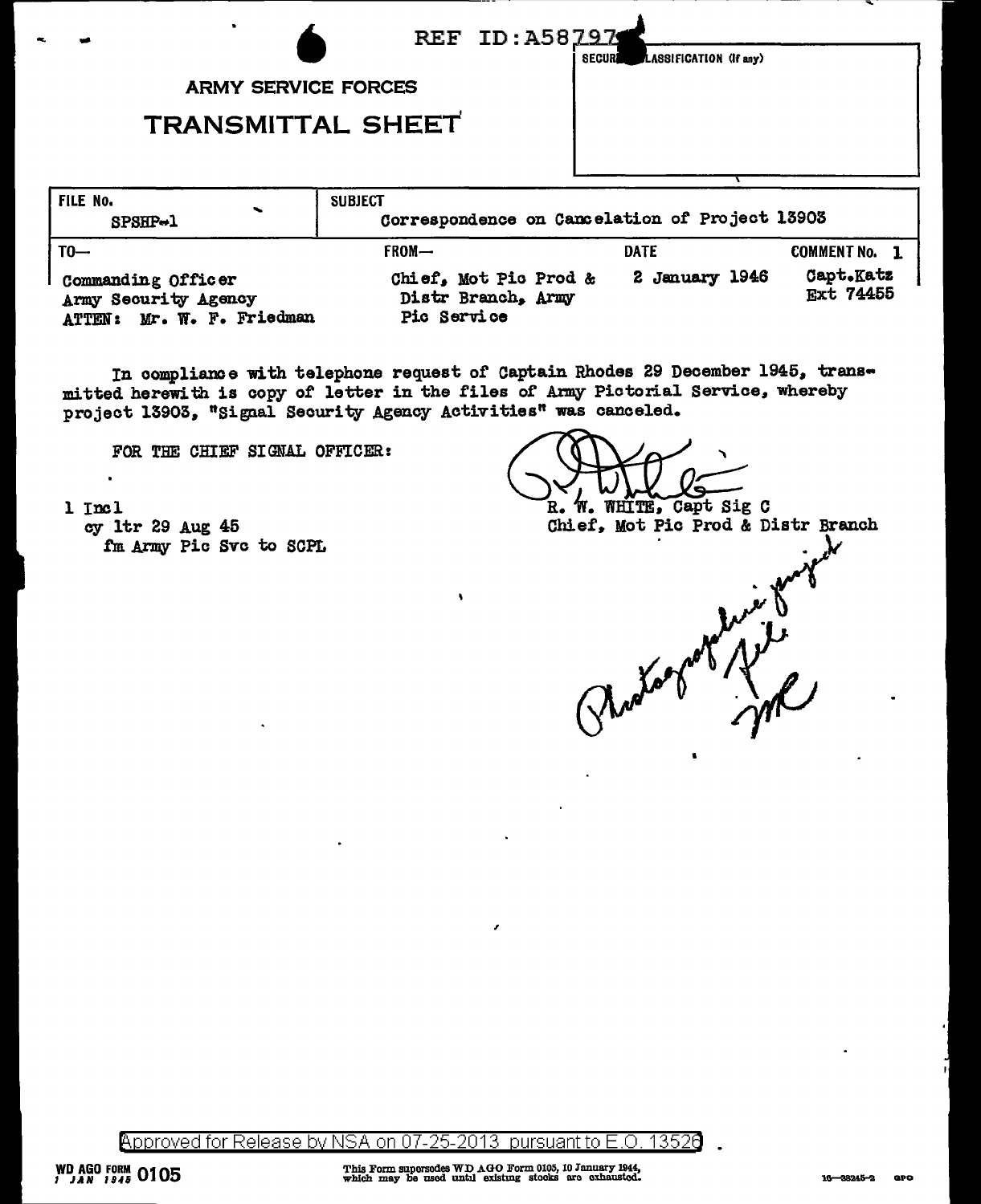REF ID:A58797

SECURITY CLASSIFICATION (If any)

**ARMY SERVICE FORCES**

# TRANSMITTAL SHEET

| FILE No. | SUBJECT | | |
|---|---|---|---|
| SPSHP-1 | Correspondence on Cancelation of Project 13903 | | |
| **TO—** | **FROM—** | **DATE** | **COMMENT No. 1** |
| Commanding Officer<br>Army Security Agency<br>ATTEN: Mr. W. F. Friedman | Chief, Mot Pic Prod & Distr Branch, Army Pic Service | 2 January 1946 | Capt.Katz<br>Ext 74455 |

In compliance with telephone request of Captain Rhodes 29 December 1945, transmitted herewith is copy of letter in the files of Army Pictorial Service, whereby project 13903, "Signal Security Agency Activities" was canceled.

FOR THE CHIEF SIGNAL OFFICER:

1 Incl
  cy ltr 29 Aug 45
    fm Army Pic Svc to SCPL

R. W. WHITE, Capt Sig C
Chief, Mot Pic Prod & Distr Branch

Photographic project file
WF

Approved for Release by NSA on 07-25-2013 pursuant to E.O. 13526

WD AGO FORM 0105
1 JAN 1945

This Form supersedes WD AGO Form 0105, 10 January 1944, which may be used until existing stocks are exhausted.

16—33245-2 GPO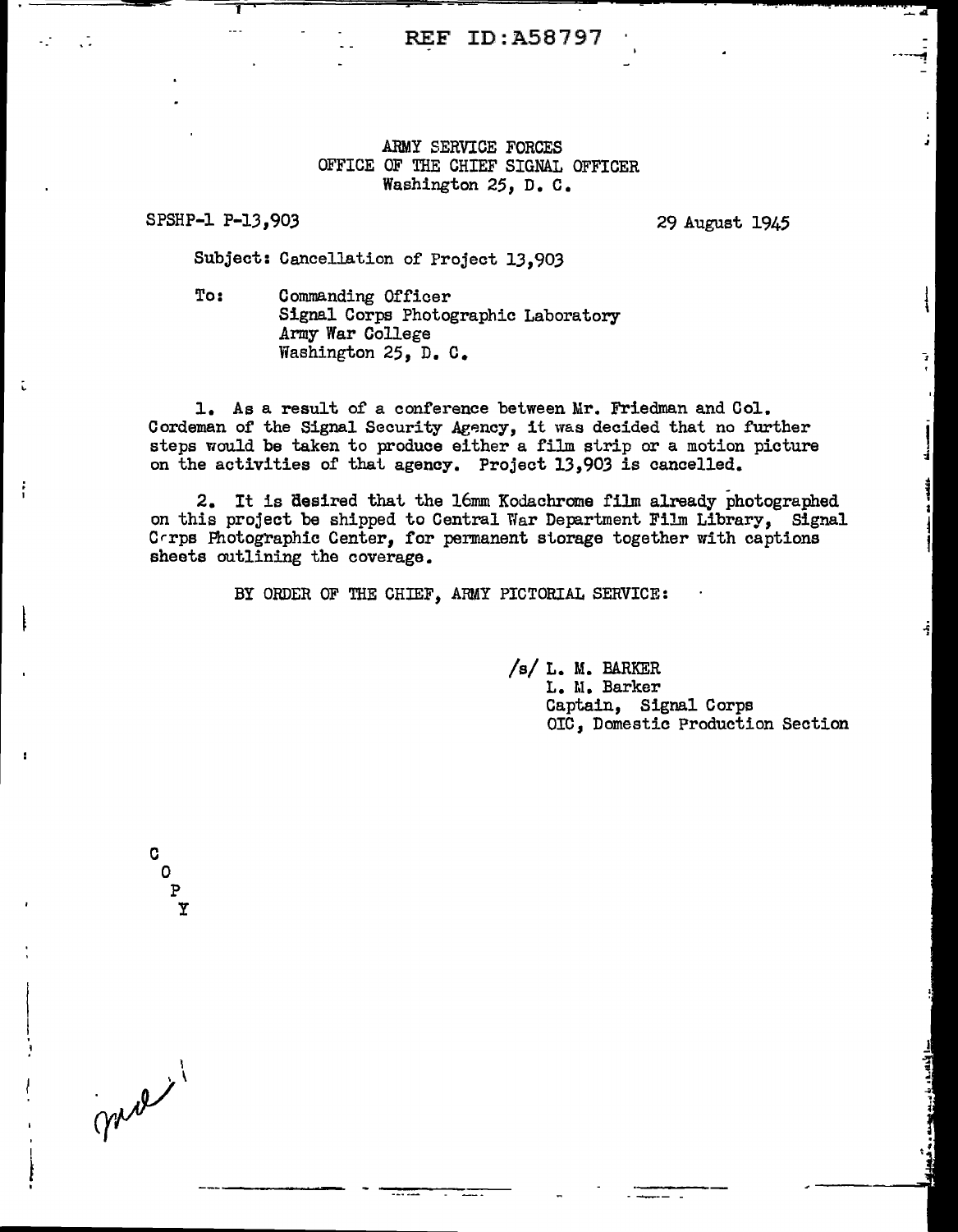REF ID:A58797

ARMY SERVICE FORCES
OFFICE OF THE CHIEF SIGNAL OFFICER
Washington 25, D. C.

SPSHP-1 P-13,903

29 August 1945

Subject: Cancellation of Project 13,903

To: Commanding Officer
Signal Corps Photographic Laboratory
Army War College
Washington 25, D. C.

1. As a result of a conference between Mr. Friedman and Col. Cordeman of the Signal Security Agency, it was decided that no further steps would be taken to produce either a film strip or a motion picture on the activities of that agency. Project 13,903 is cancelled.

2. It is desired that the 16mm Kodachrome film already photographed on this project be shipped to Central War Department Film Library, Signal Corps Photographic Center, for permanent storage together with captions sheets outlining the coverage.

BY ORDER OF THE CHIEF, ARMY PICTORIAL SERVICE:

/s/ L. M. BARKER
L. M. Barker
Captain, Signal Corps
OIC, Domestic Production Section

C
O
P
Y